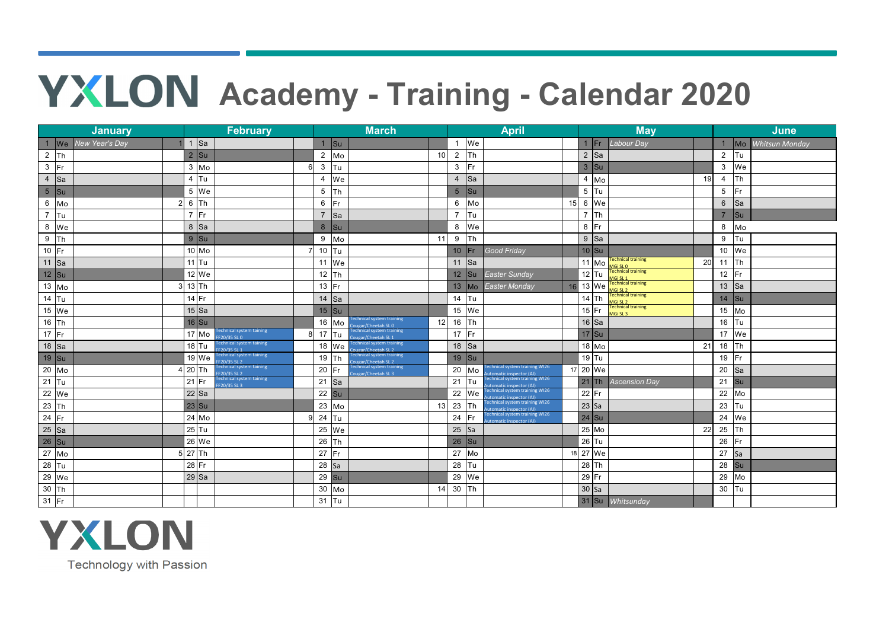# YXLON Academy - Training - Calendar 2020

| January | | | | February | | | | March | | | | April | | | | May | | | | June | | |
|---|---|---|---|---|---|---|---|---|---|---|---|---|---|---|---|---|---|---|---|---|---|---|
| 1 | We | New Year's Day | 1 | 1 | Sa | | | 1 | Su | | | 1 | We | | | 1 | Fr | Labour Day | | 1 | Mo | Whitsun Monday |
| 2 | Th | | | 2 | Su | | | 2 | Mo | | 10 | 2 | Th | | | 2 | Sa | | | 2 | Tu | |
| 3 | Fr | | | 3 | Mo | | 6 | 3 | Tu | | | 3 | Fr | | | 3 | Su | | | 3 | We | |
| 4 | Sa | | | 4 | Tu | | | 4 | We | | | 4 | Sa | | | 4 | Mo | | 19 | 4 | Th | |
| 5 | Su | | | 5 | We | | | 5 | Th | | | 5 | Su | | | 5 | Tu | | | 5 | Fr | |
| 6 | Mo | | 2 | 6 | Th | | | 6 | Fr | | | 6 | Mo | | 15 | 6 | We | | | 6 | Sa | |
| 7 | Tu | | | 7 | Fr | | | 7 | Sa | | | 7 | Tu | | | 7 | Th | | | 7 | Su | |
| 8 | We | | | 8 | Sa | | | 8 | Su | | | 8 | We | | | 8 | Fr | | | 8 | Mo | |
| 9 | Th | | | 9 | Su | | | 9 | Mo | | 11 | 9 | Th | | | 9 | Sa | | | 9 | Tu | |
| 10 | Fr | | | 10 | Mo | | 7 | 10 | Tu | | | 10 | Fr | Good Friday | | 10 | Su | | | 10 | We | |
| 11 | Sa | | | 11 | Tu | | | 11 | We | | | 11 | Sa | | | 11 | Mo | Technical training MGi SL 0 | 20 | 11 | Th | |
| 12 | Su | | | 12 | We | | | 12 | Th | | | 12 | Su | Easter Sunday | | 12 | Tu | Technical training MGi SL 1 | | 12 | Fr | |
| 13 | Mo | | 3 | 13 | Th | | | 13 | Fr | | | 13 | Mo | Easter Monday | 16 | 13 | We | Technical training MGi SL 2 | | 13 | Sa | |
| 14 | Tu | | | 14 | Fr | | | 14 | Sa | | | 14 | Tu | | | 14 | Th | Technical training MGi SL 2 | | 14 | Su | |
| 15 | We | | | 15 | Sa | | | 15 | Su | | | 15 | We | | | 15 | Fr | Technical training MGi SL 3 | | 15 | Mo | |
| 16 | Th | | | 16 | Su | | | 16 | Mo | Technical system training Cougar/Cheetah SL 0 | 12 | 16 | Th | | | 16 | Sa | | | 16 | Tu | |
| 17 | Fr | | | 17 | Mo | Technical system taining FF20/35 SL 0 | 8 | 17 | Tu | Technical system training Cougar/Cheetah SL 1 | | 17 | Fr | | | 17 | Su | | | 17 | We | |
| 18 | Sa | | | 18 | Tu | Technical system taining FF20/35 SL 1 | | 18 | We | Technical system training Cougar/Cheetah SL 2 | | 18 | Sa | | | 18 | Mo | | 21 | 18 | Th | |
| 19 | Su | | | 19 | We | Technical system taining FF20/35 SL 2 | | 19 | Th | Technical system training Cougar/Cheetah SL 2 | | 19 | Su | | | 19 | Tu | | | 19 | Fr | |
| 20 | Mo | | 4 | 20 | Th | Technical system taining FF20/35 SL 2 | | 20 | Fr | Technical system training Cougar/Cheetah SL 3 | | 20 | Mo | Technical system training WI26 Automatic inspector (AI) | 17 | 20 | We | | | 20 | Sa | |
| 21 | Tu | | | 21 | Fr | Technical system taining FF20/35 SL 3 | | 21 | Sa | | | 21 | Tu | Technical system training WI26 Automatic inspector (AI) | | 21 | Th | Ascension Day | | 21 | Su | |
| 22 | We | | | 22 | Sa | | | 22 | Su | | | 22 | We | Technical system training WI26 Automatic inspector (AI) | | 22 | Fr | | | 22 | Mo | |
| 23 | Th | | | 23 | Su | | | 23 | Mo | | 13 | 23 | Th | Technical system training WI26 Automatic inspector (AI) | | 23 | Sa | | | 23 | Tu | |
| 24 | Fr | | | 24 | Mo | | 9 | 24 | Tu | | | 24 | Fr | Technical system training WI26 Automatic inspector (AI) | | 24 | Su | | | 24 | We | |
| 25 | Sa | | | 25 | Tu | | | 25 | We | | | 25 | Sa | | | 25 | Mo | | 22 | 25 | Th | |
| 26 | Su | | | 26 | We | | | 26 | Th | | | 26 | Su | | | 26 | Tu | | | 26 | Fr | |
| 27 | Mo | | 5 | 27 | Th | | | 27 | Fr | | | 27 | Mo | | 18 | 27 | We | | | 27 | Sa | |
| 28 | Tu | | | 28 | Fr | | | 28 | Sa | | | 28 | Tu | | | 28 | Th | | | 28 | Su | |
| 29 | We | | | 29 | Sa | | | 29 | Su | | | 29 | We | | | 29 | Fr | | | 29 | Mo | |
| 30 | Th | | | | | | | 30 | Mo | | 14 | 30 | Th | | | 30 | Sa | | | 30 | Tu | |
| 31 | Fr | | | | | | | 31 | Tu | | | | | | | 31 | Su | Whitsunday | | | | |

YXLON

Technology with Passion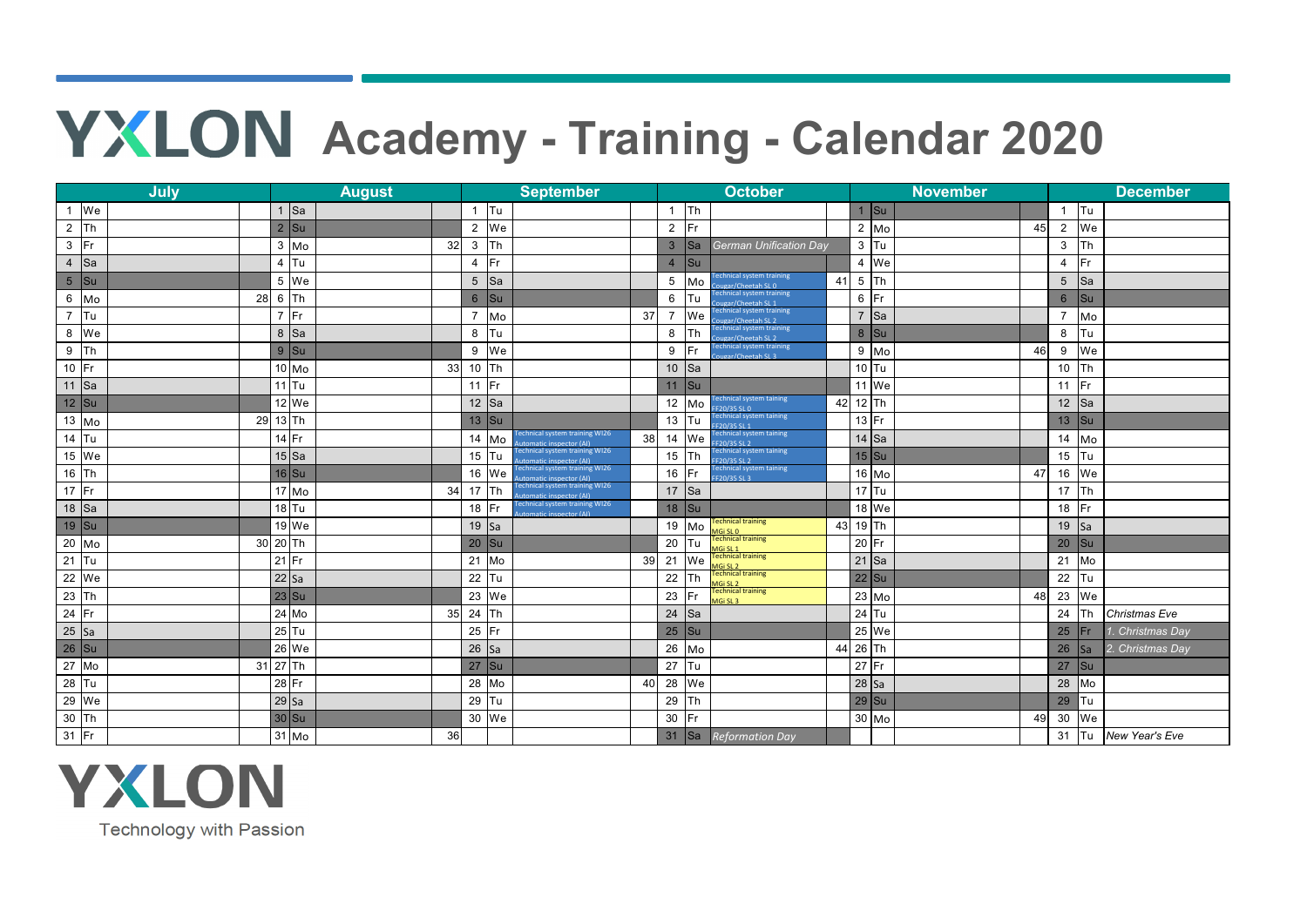# YXLON Academy - Training - Calendar 2020

| July | | | | August | | | | September | | | | October | | | | November | | | | December | | |
|---|---|---|---|---|---|---|---|---|---|---|---|---|---|---|---|---|---|---|---|---|---|---|
| 1 | We | | | 1 | Sa | | | 1 | Tu | | | 1 | Th | | | 1 | Su | | | 1 | Tu | |
| 2 | Th | | | 2 | Su | | | 2 | We | | | 2 | Fr | | | 2 | Mo | | 45 | 2 | We | |
| 3 | Fr | | | 3 | Mo | | 32 | 3 | Th | | | 3 | Sa | German Unification Day | | 3 | Tu | | | 3 | Th | |
| 4 | Sa | | | 4 | Tu | | | 4 | Fr | | | 4 | Su | | | 4 | We | | | 4 | Fr | |
| 5 | Su | | | 5 | We | | | 5 | Sa | | | 5 | Mo | Technical system training Cougar/Cheetah SL 0 | 41 | 5 | Th | | | 5 | Sa | |
| 6 | Mo | | 28 | 6 | Th | | | 6 | Su | | | 6 | Tu | Technical system training Cougar/Cheetah SL 1 | | 6 | Fr | | | 6 | Su | |
| 7 | Tu | | | 7 | Fr | | | 7 | Mo | | 37 | 7 | We | Technical system training Cougar/Cheetah SL 2 | | 7 | Sa | | | 7 | Mo | |
| 8 | We | | | 8 | Sa | | | 8 | Tu | | | 8 | Th | Technical system training Cougar/Cheetah SL 2 | | 8 | Su | | | 8 | Tu | |
| 9 | Th | | | 9 | Su | | | 9 | We | | | 9 | Fr | Technical system training Cougar/Cheetah SL 3 | | 9 | Mo | | 46 | 9 | We | |
| 10 | Fr | | | 10 | Mo | | 33 | 10 | Th | | | 10 | Sa | | | 10 | Tu | | | 10 | Th | |
| 11 | Sa | | | 11 | Tu | | | 11 | Fr | | | 11 | Su | | | 11 | We | | | 11 | Fr | |
| 12 | Su | | | 12 | We | | | 12 | Sa | | | 12 | Mo | Technical system taining FF20/35 SL 0 | 42 | 12 | Th | | | 12 | Sa | |
| 13 | Mo | | 29 | 13 | Th | | | 13 | Su | | | 13 | Tu | Technical system training FF20/35 SL 1 | | 13 | Fr | | | 13 | Su | |
| 14 | Tu | | | 14 | Fr | | | 14 | Mo | Technical system training WI26 Automatic inspector (AI) | 38 | 14 | We | Technical system taining FF20/35 SL 2 | | 14 | Sa | | | 14 | Mo | |
| 15 | We | | | 15 | Sa | | | 15 | Tu | Technical system training WI26 Automatic inspector (AI) | | 15 | Th | Technical system taining FF20/35 SL 2 | | 15 | Su | | | 15 | Tu | |
| 16 | Th | | | 16 | Su | | | 16 | We | Technical system training WI26 Automatic inspector (AI) | | 16 | Fr | Technical system training FF20/35 SL 3 | | 16 | Mo | | 47 | 16 | We | |
| 17 | Fr | | | 17 | Mo | | 34 | 17 | Th | Technical system training WI26 Automatic inspector (AI) | | 17 | Sa | | | 17 | Tu | | | 17 | Th | |
| 18 | Sa | | | 18 | Tu | | | 18 | Fr | Technical system training WI26 Automatic inspector (AI) | | 18 | Su | | | 18 | We | | | 18 | Fr | |
| 19 | Su | | | 19 | We | | | 19 | Sa | | | 19 | Mo | Technical training MGi SL 0 | 43 | 19 | Th | | | 19 | Sa | |
| 20 | Mo | | 30 | 20 | Th | | | 20 | Su | | | 20 | Tu | Technical training MGi SL 1 | | 20 | Fr | | | 20 | Su | |
| 21 | Tu | | | 21 | Fr | | | 21 | Mo | | 39 | 21 | We | Technical training MGi SL 2 | | 21 | Sa | | | 21 | Mo | |
| 22 | We | | | 22 | Sa | | | 22 | Tu | | | 22 | Th | Technical training MGi SL 2 | | 22 | Su | | | 22 | Tu | |
| 23 | Th | | | 23 | Su | | | 23 | We | | | 23 | Fr | Technical training MGi SL 3 | | 23 | Mo | | 48 | 23 | We | |
| 24 | Fr | | | 24 | Mo | | 35 | 24 | Th | | | 24 | Sa | | | 24 | Tu | | | 24 | Th | Christmas Eve |
| 25 | Sa | | | 25 | Tu | | | 25 | Fr | | | 25 | Su | | | 25 | We | | | 25 | Fr | 1. Christmas Day |
| 26 | Su | | | 26 | We | | | 26 | Sa | | | 26 | Mo | | 44 | 26 | Th | | | 26 | Sa | 2. Christmas Day |
| 27 | Mo | | 31 | 27 | Th | | | 27 | Su | | | 27 | Tu | | | 27 | Fr | | | 27 | Su | |
| 28 | Tu | | | 28 | Fr | | | 28 | Mo | | 40 | 28 | We | | | 28 | Sa | | | 28 | Mo | |
| 29 | We | | | 29 | Sa | | | 29 | Tu | | | 29 | Th | | | 29 | Su | | | 29 | Tu | |
| 30 | Th | | | 30 | Su | | | 30 | We | | | 30 | Fr | | | 30 | Mo | | 49 | 30 | We | |
| 31 | Fr | | | 31 | Mo | | 36 | | | | | 31 | Sa | Reformation Day | | | | | | 31 | Tu | New Year's Eve |

YXLON

Technology with Passion